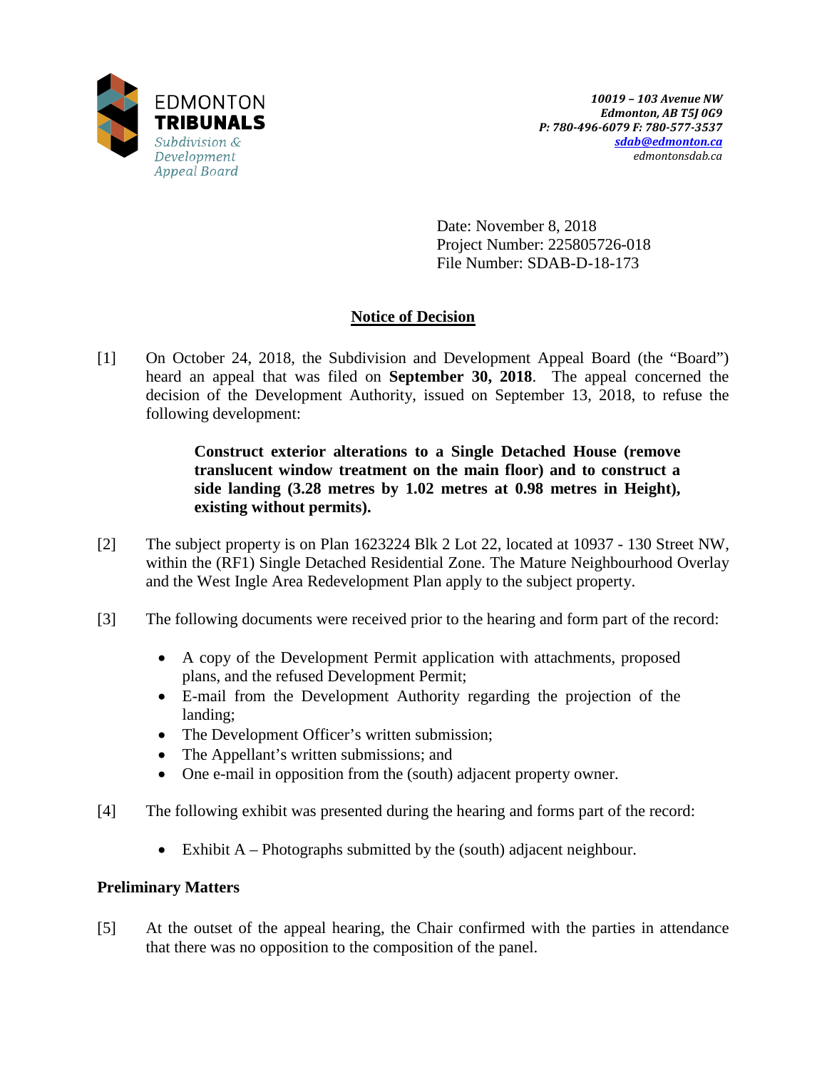EDMONTON
**TRIBUNALS**
*Subdivision & Development Appeal Board*

***10019 – 103 Avenue NW***
***Edmonton, AB T5J 0G9***
***P: 780-496-6079 F: 780-577-3537***
***sdab@edmonton.ca***
*edmontonsdab.ca*

Date: November 8, 2018
Project Number: 225805726-018
File Number: SDAB-D-18-173

## Notice of Decision

[1] On October 24, 2018, the Subdivision and Development Appeal Board (the "Board") heard an appeal that was filed on **September 30, 2018**. The appeal concerned the decision of the Development Authority, issued on September 13, 2018, to refuse the following development:

> **Construct exterior alterations to a Single Detached House (remove translucent window treatment on the main floor) and to construct a side landing (3.28 metres by 1.02 metres at 0.98 metres in Height), existing without permits).**

[2] The subject property is on Plan 1623224 Blk 2 Lot 22, located at 10937 - 130 Street NW, within the (RF1) Single Detached Residential Zone. The Mature Neighbourhood Overlay and the West Ingle Area Redevelopment Plan apply to the subject property.

[3] The following documents were received prior to the hearing and form part of the record:

- A copy of the Development Permit application with attachments, proposed plans, and the refused Development Permit;
- E-mail from the Development Authority regarding the projection of the landing;
- The Development Officer's written submission;
- The Appellant's written submissions; and
- One e-mail in opposition from the (south) adjacent property owner.

[4] The following exhibit was presented during the hearing and forms part of the record:

- Exhibit A – Photographs submitted by the (south) adjacent neighbour.

### Preliminary Matters

[5] At the outset of the appeal hearing, the Chair confirmed with the parties in attendance that there was no opposition to the composition of the panel.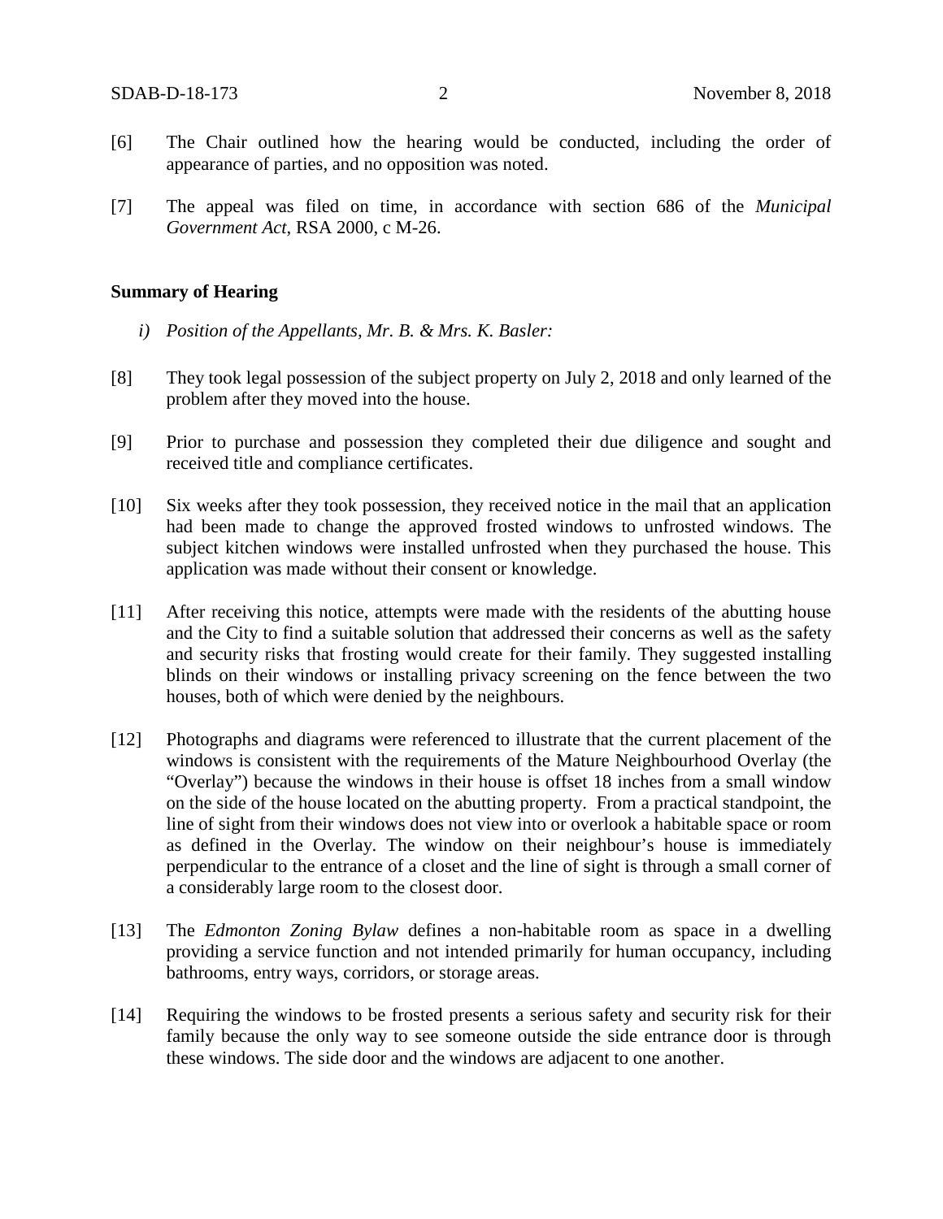[6] The Chair outlined how the hearing would be conducted, including the order of appearance of parties, and no opposition was noted.

[7] The appeal was filed on time, in accordance with section 686 of the *Municipal Government Act*, RSA 2000, c M-26.

**Summary of Hearing**

*i) Position of the Appellants, Mr. B. & Mrs. K. Basler:*

[8] They took legal possession of the subject property on July 2, 2018 and only learned of the problem after they moved into the house.

[9] Prior to purchase and possession they completed their due diligence and sought and received title and compliance certificates.

[10] Six weeks after they took possession, they received notice in the mail that an application had been made to change the approved frosted windows to unfrosted windows. The subject kitchen windows were installed unfrosted when they purchased the house. This application was made without their consent or knowledge.

[11] After receiving this notice, attempts were made with the residents of the abutting house and the City to find a suitable solution that addressed their concerns as well as the safety and security risks that frosting would create for their family. They suggested installing blinds on their windows or installing privacy screening on the fence between the two houses, both of which were denied by the neighbours.

[12] Photographs and diagrams were referenced to illustrate that the current placement of the windows is consistent with the requirements of the Mature Neighbourhood Overlay (the "Overlay") because the windows in their house is offset 18 inches from a small window on the side of the house located on the abutting property. From a practical standpoint, the line of sight from their windows does not view into or overlook a habitable space or room as defined in the Overlay. The window on their neighbour's house is immediately perpendicular to the entrance of a closet and the line of sight is through a small corner of a considerably large room to the closest door.

[13] The *Edmonton Zoning Bylaw* defines a non-habitable room as space in a dwelling providing a service function and not intended primarily for human occupancy, including bathrooms, entry ways, corridors, or storage areas.

[14] Requiring the windows to be frosted presents a serious safety and security risk for their family because the only way to see someone outside the side entrance door is through these windows. The side door and the windows are adjacent to one another.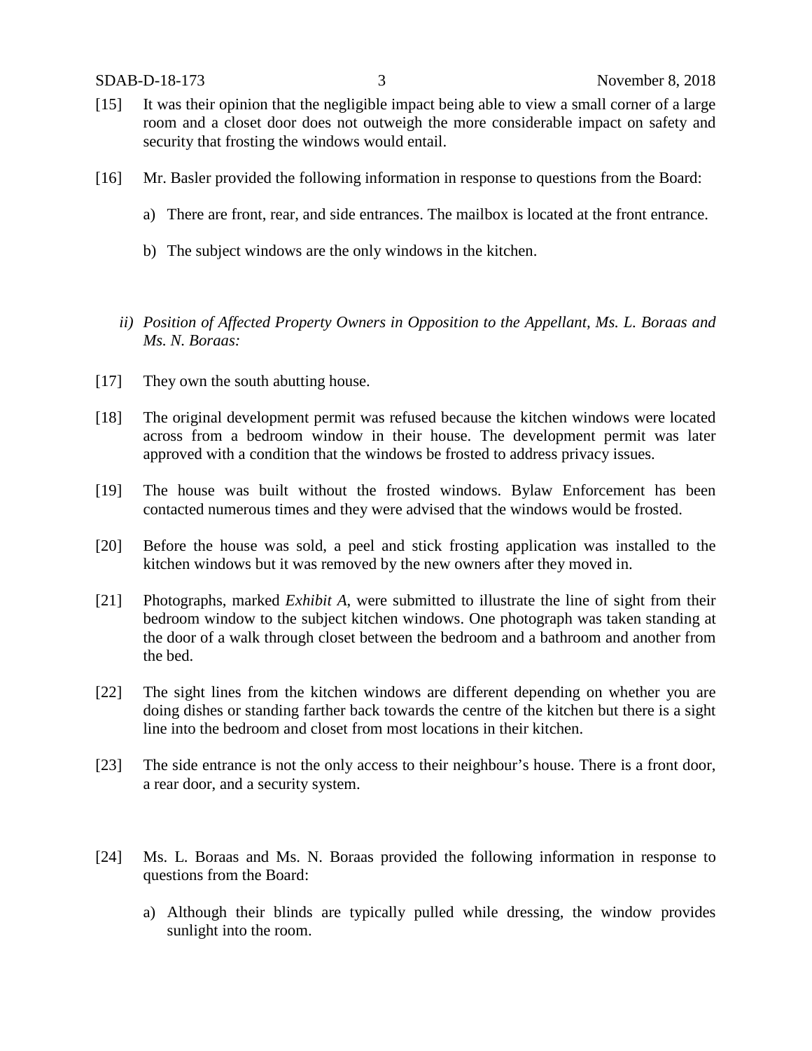[15] It was their opinion that the negligible impact being able to view a small corner of a large room and a closet door does not outweigh the more considerable impact on safety and security that frosting the windows would entail.

[16] Mr. Basler provided the following information in response to questions from the Board:

a) There are front, rear, and side entrances. The mailbox is located at the front entrance.

b) The subject windows are the only windows in the kitchen.

*ii) Position of Affected Property Owners in Opposition to the Appellant, Ms. L. Boraas and Ms. N. Boraas:*

[17] They own the south abutting house.

[18] The original development permit was refused because the kitchen windows were located across from a bedroom window in their house. The development permit was later approved with a condition that the windows be frosted to address privacy issues.

[19] The house was built without the frosted windows. Bylaw Enforcement has been contacted numerous times and they were advised that the windows would be frosted.

[20] Before the house was sold, a peel and stick frosting application was installed to the kitchen windows but it was removed by the new owners after they moved in.

[21] Photographs, marked *Exhibit A*, were submitted to illustrate the line of sight from their bedroom window to the subject kitchen windows. One photograph was taken standing at the door of a walk through closet between the bedroom and a bathroom and another from the bed.

[22] The sight lines from the kitchen windows are different depending on whether you are doing dishes or standing farther back towards the centre of the kitchen but there is a sight line into the bedroom and closet from most locations in their kitchen.

[23] The side entrance is not the only access to their neighbour's house. There is a front door, a rear door, and a security system.

[24] Ms. L. Boraas and Ms. N. Boraas provided the following information in response to questions from the Board:

a) Although their blinds are typically pulled while dressing, the window provides sunlight into the room.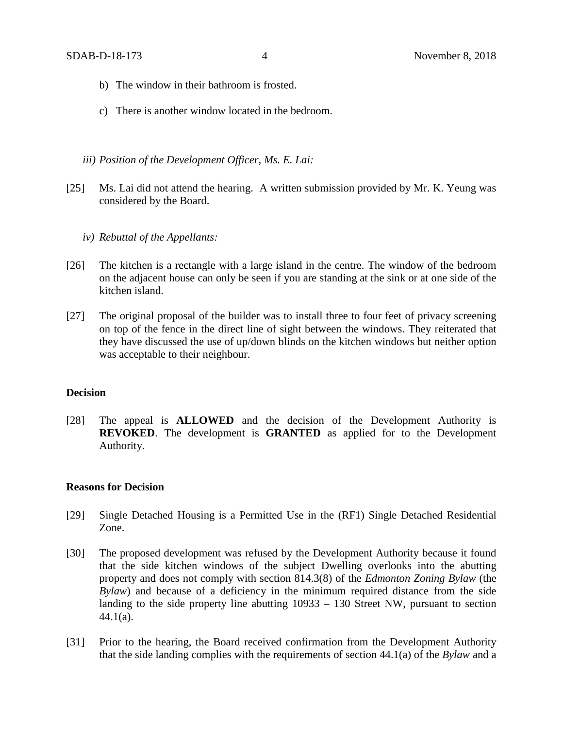b) The window in their bathroom is frosted.

c) There is another window located in the bedroom.

*iii) Position of the Development Officer, Ms. E. Lai:*

[25] Ms. Lai did not attend the hearing. A written submission provided by Mr. K. Yeung was considered by the Board.

*iv) Rebuttal of the Appellants:*

[26] The kitchen is a rectangle with a large island in the centre. The window of the bedroom on the adjacent house can only be seen if you are standing at the sink or at one side of the kitchen island.

[27] The original proposal of the builder was to install three to four feet of privacy screening on top of the fence in the direct line of sight between the windows. They reiterated that they have discussed the use of up/down blinds on the kitchen windows but neither option was acceptable to their neighbour.

**Decision**

[28] The appeal is **ALLOWED** and the decision of the Development Authority is **REVOKED**. The development is **GRANTED** as applied for to the Development Authority.

**Reasons for Decision**

[29] Single Detached Housing is a Permitted Use in the (RF1) Single Detached Residential Zone.

[30] The proposed development was refused by the Development Authority because it found that the side kitchen windows of the subject Dwelling overlooks into the abutting property and does not comply with section 814.3(8) of the *Edmonton Zoning Bylaw* (the *Bylaw*) and because of a deficiency in the minimum required distance from the side landing to the side property line abutting 10933 – 130 Street NW, pursuant to section 44.1(a).

[31] Prior to the hearing, the Board received confirmation from the Development Authority that the side landing complies with the requirements of section 44.1(a) of the *Bylaw* and a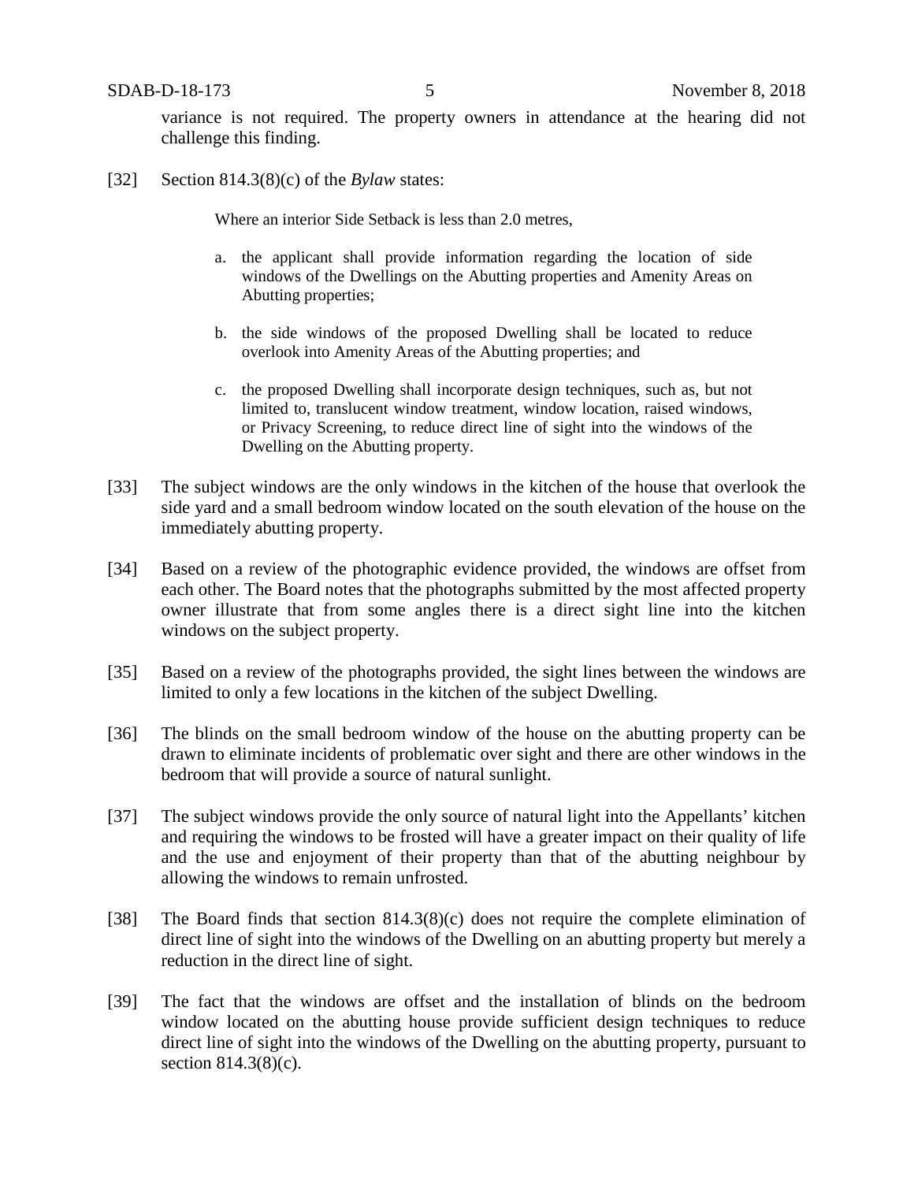variance is not required. The property owners in attendance at the hearing did not challenge this finding.

[32] Section 814.3(8)(c) of the *Bylaw* states:

> Where an interior Side Setback is less than 2.0 metres,
>
> a. the applicant shall provide information regarding the location of side windows of the Dwellings on the Abutting properties and Amenity Areas on Abutting properties;
>
> b. the side windows of the proposed Dwelling shall be located to reduce overlook into Amenity Areas of the Abutting properties; and
>
> c. the proposed Dwelling shall incorporate design techniques, such as, but not limited to, translucent window treatment, window location, raised windows, or Privacy Screening, to reduce direct line of sight into the windows of the Dwelling on the Abutting property.

[33] The subject windows are the only windows in the kitchen of the house that overlook the side yard and a small bedroom window located on the south elevation of the house on the immediately abutting property.

[34] Based on a review of the photographic evidence provided, the windows are offset from each other. The Board notes that the photographs submitted by the most affected property owner illustrate that from some angles there is a direct sight line into the kitchen windows on the subject property.

[35] Based on a review of the photographs provided, the sight lines between the windows are limited to only a few locations in the kitchen of the subject Dwelling.

[36] The blinds on the small bedroom window of the house on the abutting property can be drawn to eliminate incidents of problematic over sight and there are other windows in the bedroom that will provide a source of natural sunlight.

[37] The subject windows provide the only source of natural light into the Appellants' kitchen and requiring the windows to be frosted will have a greater impact on their quality of life and the use and enjoyment of their property than that of the abutting neighbour by allowing the windows to remain unfrosted.

[38] The Board finds that section 814.3(8)(c) does not require the complete elimination of direct line of sight into the windows of the Dwelling on an abutting property but merely a reduction in the direct line of sight.

[39] The fact that the windows are offset and the installation of blinds on the bedroom window located on the abutting house provide sufficient design techniques to reduce direct line of sight into the windows of the Dwelling on the abutting property, pursuant to section 814.3(8)(c).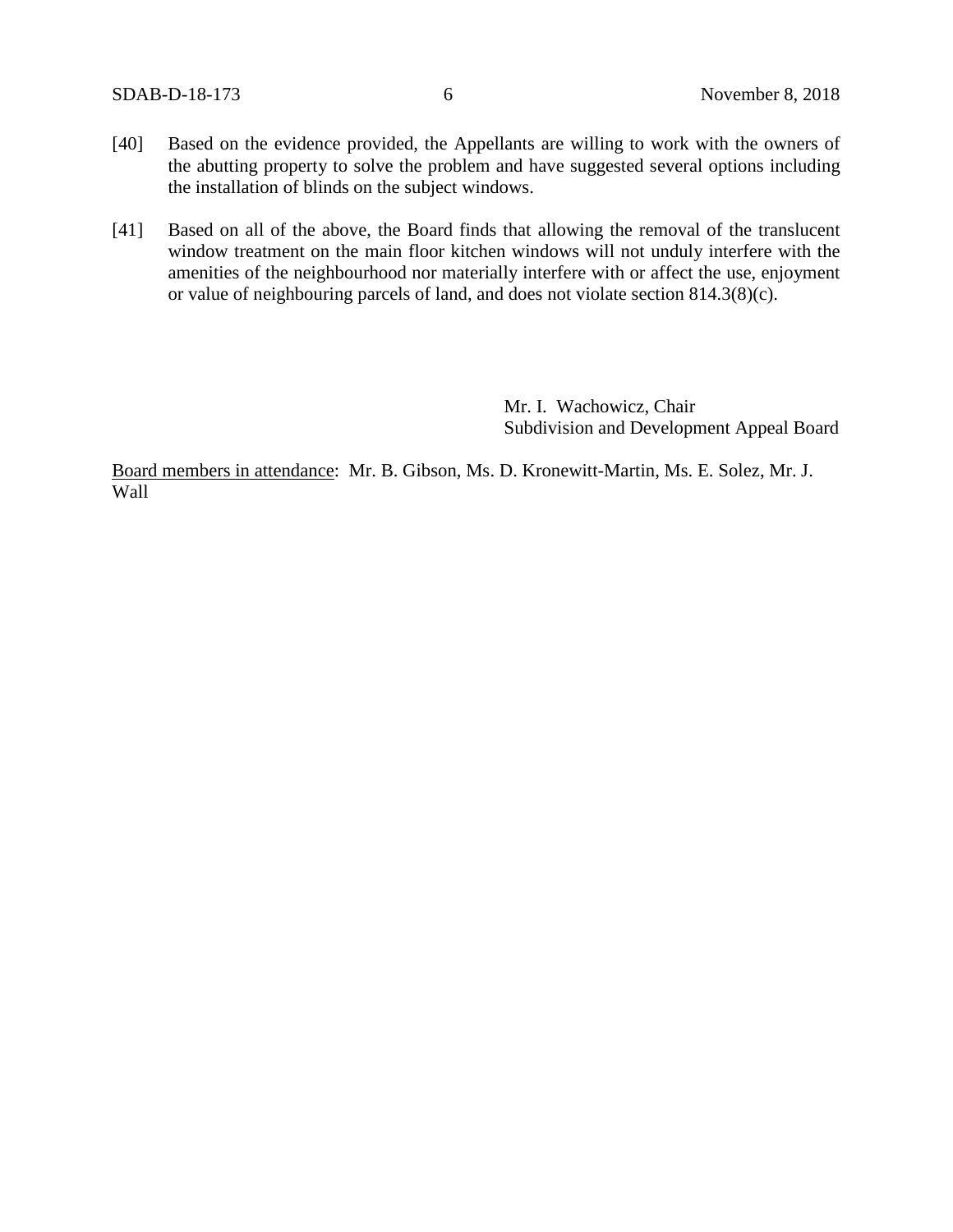[40] Based on the evidence provided, the Appellants are willing to work with the owners of the abutting property to solve the problem and have suggested several options including the installation of blinds on the subject windows.

[41] Based on all of the above, the Board finds that allowing the removal of the translucent window treatment on the main floor kitchen windows will not unduly interfere with the amenities of the neighbourhood nor materially interfere with or affect the use, enjoyment or value of neighbouring parcels of land, and does not violate section 814.3(8)(c).

Mr. I. Wachowicz, Chair
Subdivision and Development Appeal Board

<u>Board members in attendance</u>: Mr. B. Gibson, Ms. D. Kronewitt-Martin, Ms. E. Solez, Mr. J. Wall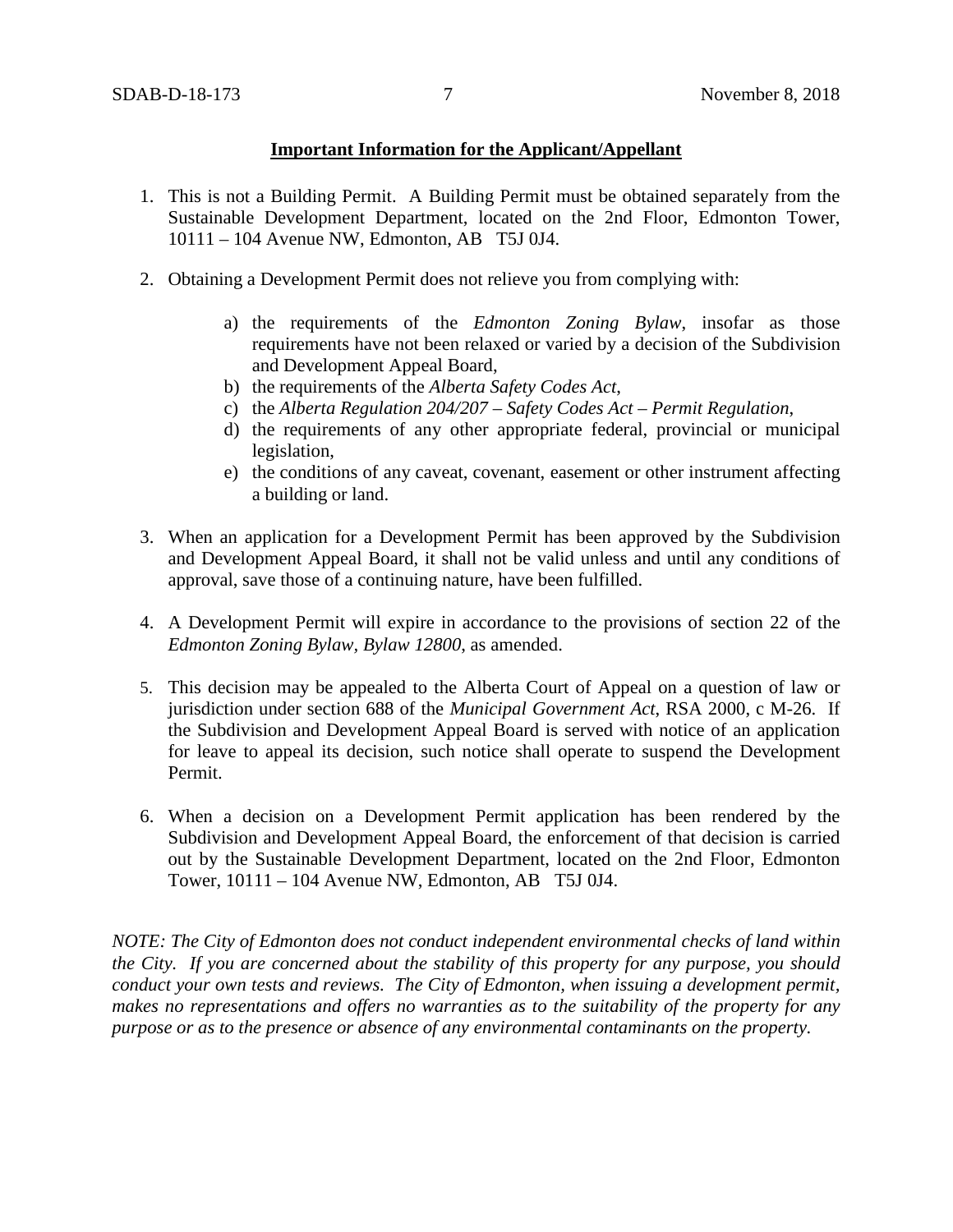**Important Information for the Applicant/Appellant**

1. This is not a Building Permit. A Building Permit must be obtained separately from the Sustainable Development Department, located on the 2nd Floor, Edmonton Tower, 10111 – 104 Avenue NW, Edmonton, AB T5J 0J4.

2. Obtaining a Development Permit does not relieve you from complying with:

    a) the requirements of the *Edmonton Zoning Bylaw*, insofar as those requirements have not been relaxed or varied by a decision of the Subdivision and Development Appeal Board,
    b) the requirements of the *Alberta Safety Codes Act*,
    c) the *Alberta Regulation 204/207 – Safety Codes Act – Permit Regulation*,
    d) the requirements of any other appropriate federal, provincial or municipal legislation,
    e) the conditions of any caveat, covenant, easement or other instrument affecting a building or land.

3. When an application for a Development Permit has been approved by the Subdivision and Development Appeal Board, it shall not be valid unless and until any conditions of approval, save those of a continuing nature, have been fulfilled.

4. A Development Permit will expire in accordance to the provisions of section 22 of the *Edmonton Zoning Bylaw, Bylaw 12800*, as amended.

5. This decision may be appealed to the Alberta Court of Appeal on a question of law or jurisdiction under section 688 of the *Municipal Government Act*, RSA 2000, c M-26. If the Subdivision and Development Appeal Board is served with notice of an application for leave to appeal its decision, such notice shall operate to suspend the Development Permit.

6. When a decision on a Development Permit application has been rendered by the Subdivision and Development Appeal Board, the enforcement of that decision is carried out by the Sustainable Development Department, located on the 2nd Floor, Edmonton Tower, 10111 – 104 Avenue NW, Edmonton, AB T5J 0J4.

*NOTE: The City of Edmonton does not conduct independent environmental checks of land within the City. If you are concerned about the stability of this property for any purpose, you should conduct your own tests and reviews. The City of Edmonton, when issuing a development permit, makes no representations and offers no warranties as to the suitability of the property for any purpose or as to the presence or absence of any environmental contaminants on the property.*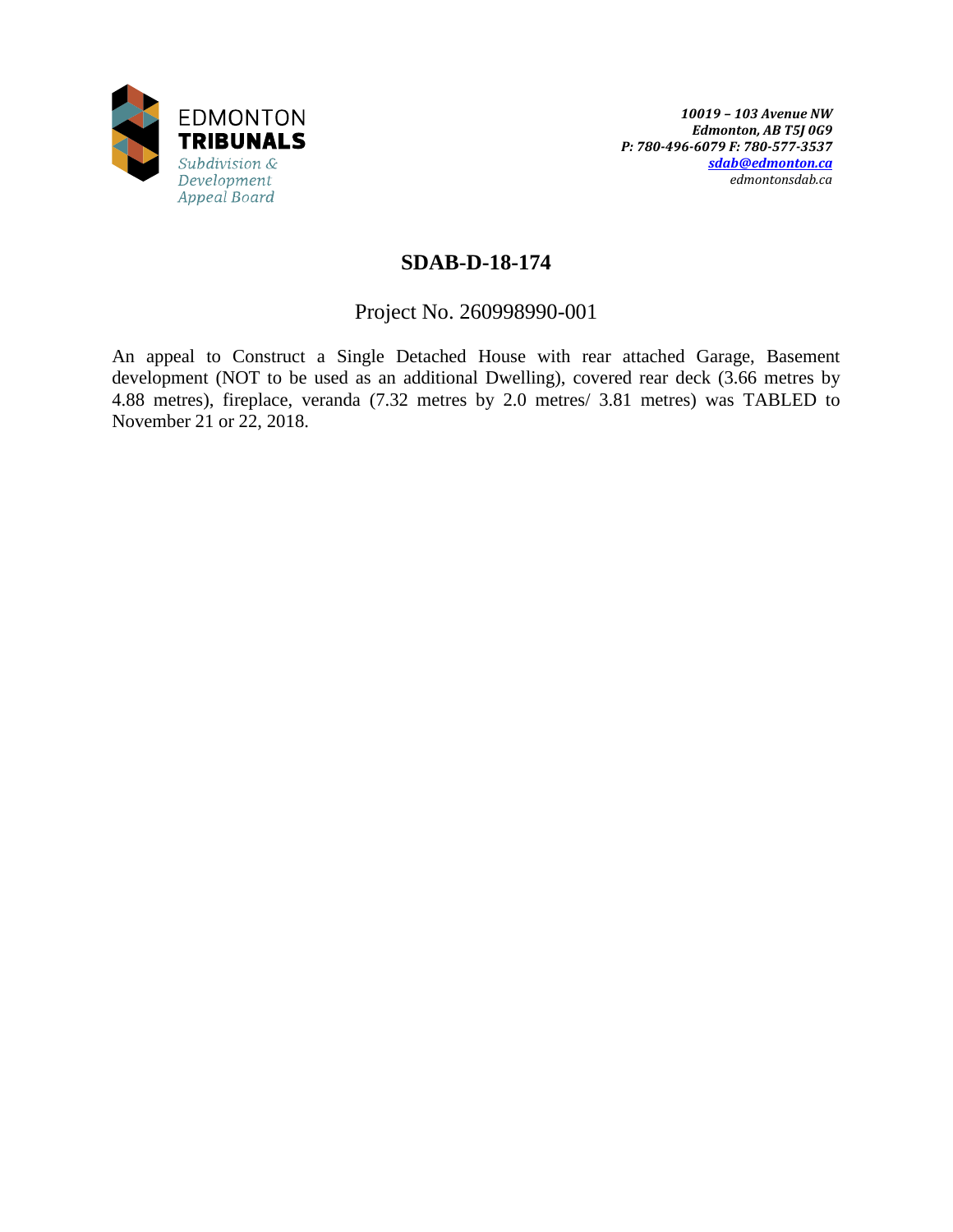EDMONTON
**TRIBUNALS**
*Subdivision & Development Appeal Board*

***10019 – 103 Avenue NW***
***Edmonton, AB T5J 0G9***
***P: 780-496-6079 F: 780-577-3537***
***sdab@edmonton.ca***
*edmontonsdab.ca*

# SDAB-D-18-174

## Project No. 260998990-001

An appeal to Construct a Single Detached House with rear attached Garage, Basement development (NOT to be used as an additional Dwelling), covered rear deck (3.66 metres by 4.88 metres), fireplace, veranda (7.32 metres by 2.0 metres/ 3.81 metres) was TABLED to November 21 or 22, 2018.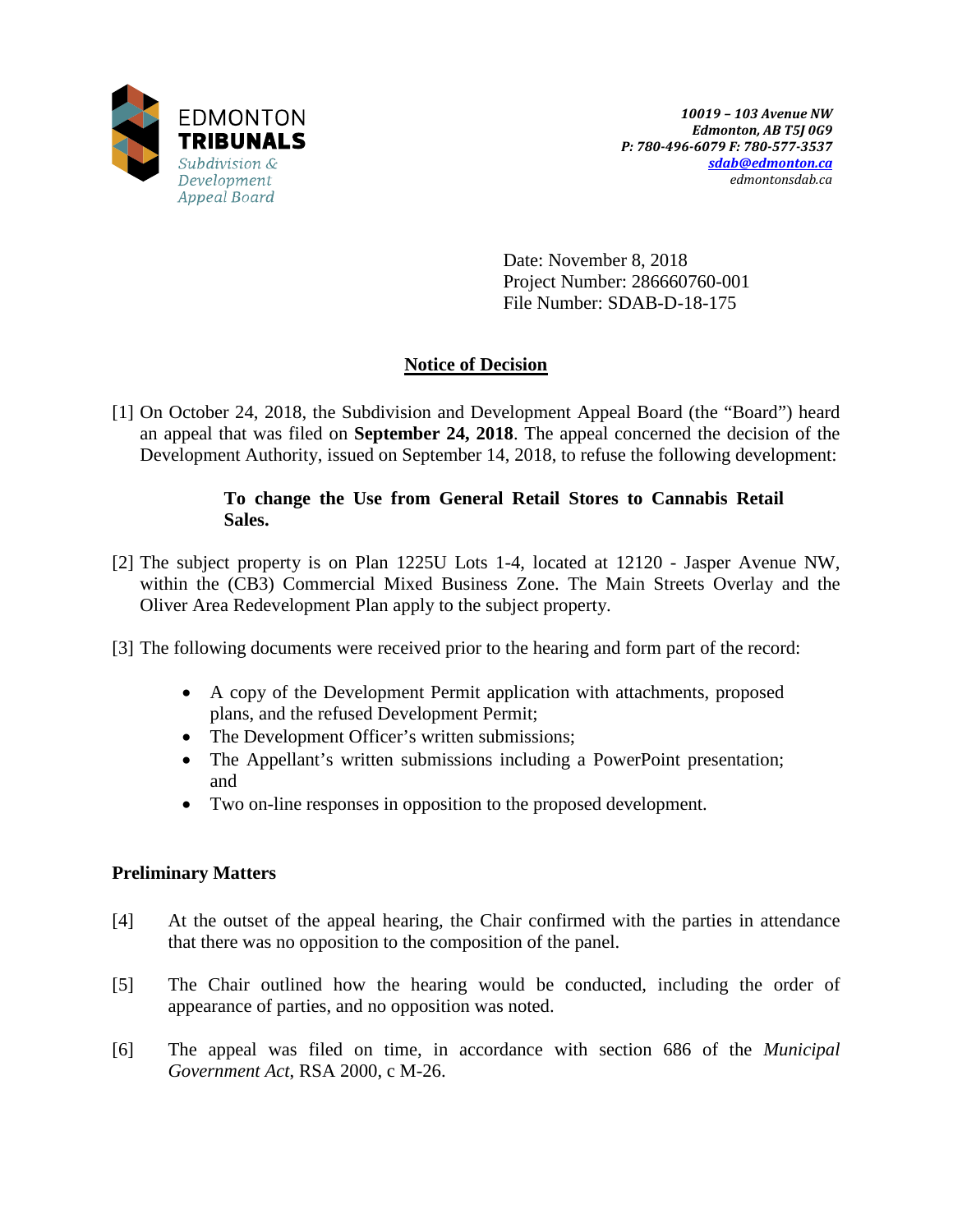EDMONTON **TRIBUNALS**
*Subdivision & Development Appeal Board*

*10019 – 103 Avenue NW*
*Edmonton, AB T5J 0G9*
*P: 780-496-6079 F: 780-577-3537*
*sdab@edmonton.ca*
*edmontonsdab.ca*

Date: November 8, 2018
Project Number: 286660760-001
File Number: SDAB-D-18-175

## Notice of Decision

[1] On October 24, 2018, the Subdivision and Development Appeal Board (the "Board") heard an appeal that was filed on **September 24, 2018**. The appeal concerned the decision of the Development Authority, issued on September 14, 2018, to refuse the following development:

> **To change the Use from General Retail Stores to Cannabis Retail Sales.**

[2] The subject property is on Plan 1225U Lots 1-4, located at 12120 - Jasper Avenue NW, within the (CB3) Commercial Mixed Business Zone. The Main Streets Overlay and the Oliver Area Redevelopment Plan apply to the subject property.

[3] The following documents were received prior to the hearing and form part of the record:

- A copy of the Development Permit application with attachments, proposed plans, and the refused Development Permit;
- The Development Officer's written submissions;
- The Appellant's written submissions including a PowerPoint presentation; and
- Two on-line responses in opposition to the proposed development.

### Preliminary Matters

[4] At the outset of the appeal hearing, the Chair confirmed with the parties in attendance that there was no opposition to the composition of the panel.

[5] The Chair outlined how the hearing would be conducted, including the order of appearance of parties, and no opposition was noted.

[6] The appeal was filed on time, in accordance with section 686 of the *Municipal Government Act*, RSA 2000, c M-26.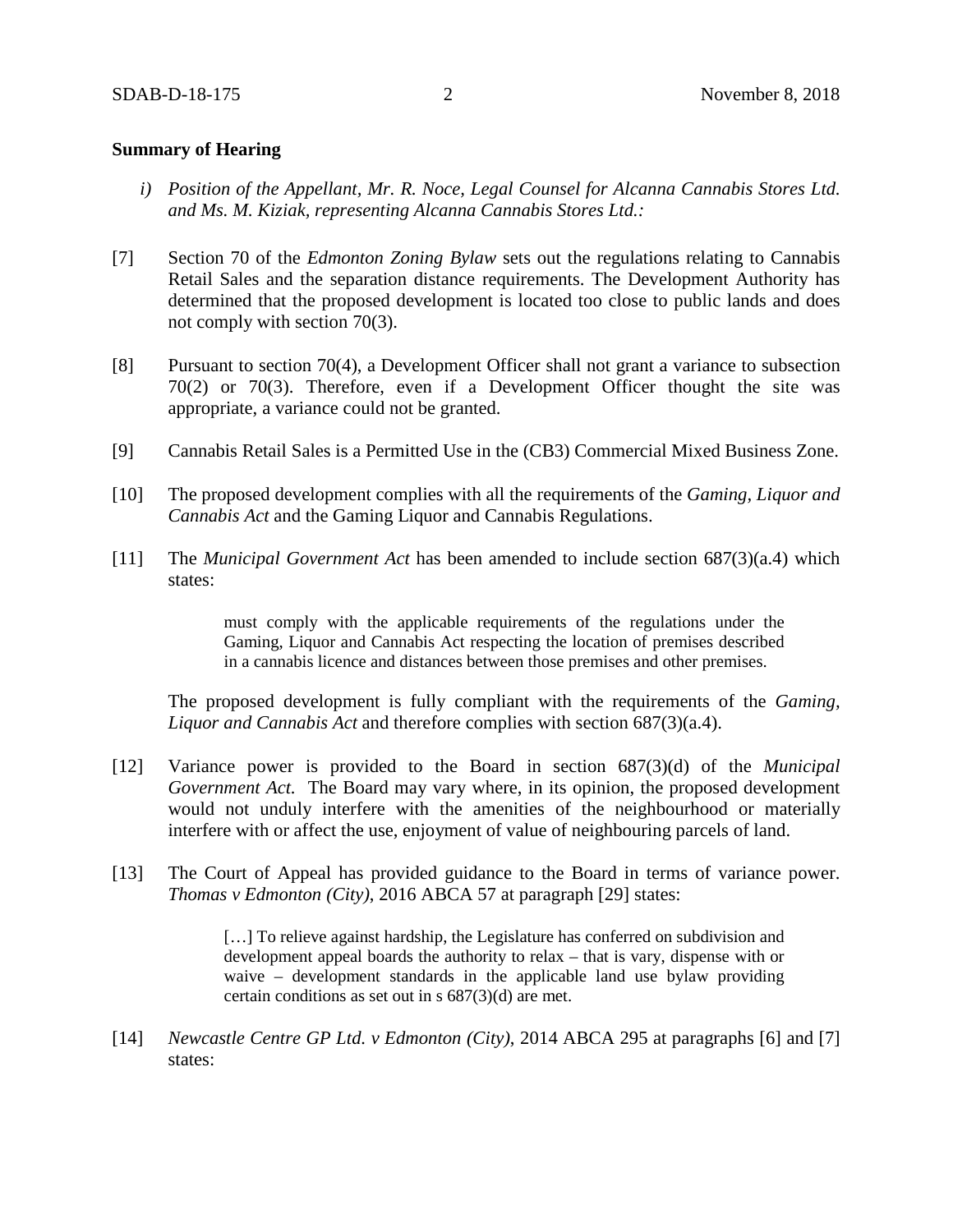**Summary of Hearing**

*i) Position of the Appellant, Mr. R. Noce, Legal Counsel for Alcanna Cannabis Stores Ltd. and Ms. M. Kiziak, representing Alcanna Cannabis Stores Ltd.:*

[7] Section 70 of the *Edmonton Zoning Bylaw* sets out the regulations relating to Cannabis Retail Sales and the separation distance requirements. The Development Authority has determined that the proposed development is located too close to public lands and does not comply with section 70(3).

[8] Pursuant to section 70(4), a Development Officer shall not grant a variance to subsection 70(2) or 70(3). Therefore, even if a Development Officer thought the site was appropriate, a variance could not be granted.

[9] Cannabis Retail Sales is a Permitted Use in the (CB3) Commercial Mixed Business Zone.

[10] The proposed development complies with all the requirements of the *Gaming, Liquor and Cannabis Act* and the Gaming Liquor and Cannabis Regulations.

[11] The *Municipal Government Act* has been amended to include section 687(3)(a.4) which states:

> must comply with the applicable requirements of the regulations under the Gaming, Liquor and Cannabis Act respecting the location of premises described in a cannabis licence and distances between those premises and other premises.

The proposed development is fully compliant with the requirements of the *Gaming, Liquor and Cannabis Act* and therefore complies with section 687(3)(a.4).

[12] Variance power is provided to the Board in section 687(3)(d) of the *Municipal Government Act.* The Board may vary where, in its opinion, the proposed development would not unduly interfere with the amenities of the neighbourhood or materially interfere with or affect the use, enjoyment of value of neighbouring parcels of land.

[13] The Court of Appeal has provided guidance to the Board in terms of variance power. *Thomas v Edmonton (City)*, 2016 ABCA 57 at paragraph [29] states:

> […] To relieve against hardship, the Legislature has conferred on subdivision and development appeal boards the authority to relax – that is vary, dispense with or waive – development standards in the applicable land use bylaw providing certain conditions as set out in s 687(3)(d) are met.

[14] *Newcastle Centre GP Ltd. v Edmonton (City)*, 2014 ABCA 295 at paragraphs [6] and [7] states: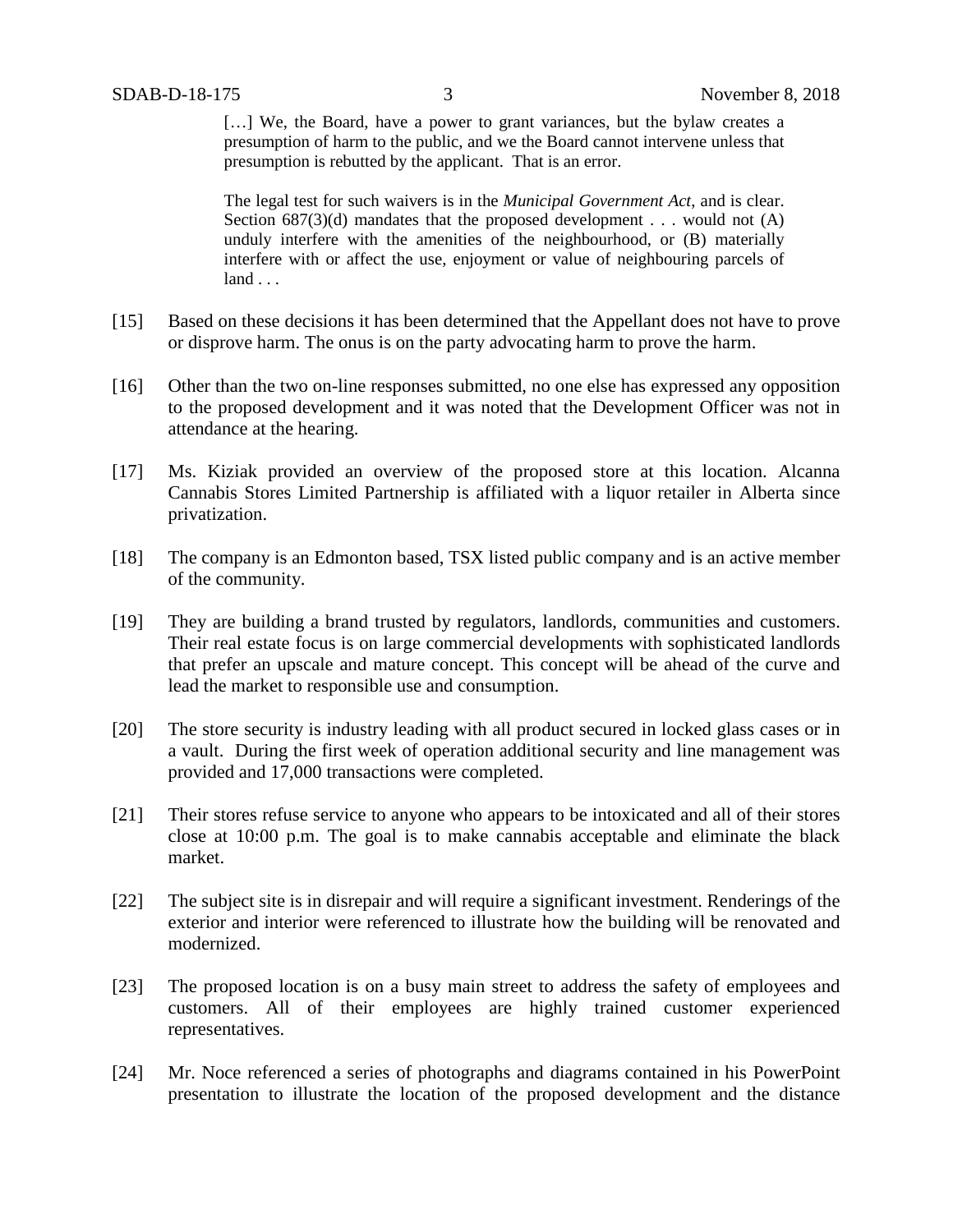> […] We, the Board, have a power to grant variances, but the bylaw creates a presumption of harm to the public, and we the Board cannot intervene unless that presumption is rebutted by the applicant. That is an error.
>
> The legal test for such waivers is in the *Municipal Government Act*, and is clear. Section 687(3)(d) mandates that the proposed development . . . would not (A) unduly interfere with the amenities of the neighbourhood, or (B) materially interfere with or affect the use, enjoyment or value of neighbouring parcels of land . . .

[15] Based on these decisions it has been determined that the Appellant does not have to prove or disprove harm. The onus is on the party advocating harm to prove the harm.

[16] Other than the two on-line responses submitted, no one else has expressed any opposition to the proposed development and it was noted that the Development Officer was not in attendance at the hearing.

[17] Ms. Kiziak provided an overview of the proposed store at this location. Alcanna Cannabis Stores Limited Partnership is affiliated with a liquor retailer in Alberta since privatization.

[18] The company is an Edmonton based, TSX listed public company and is an active member of the community.

[19] They are building a brand trusted by regulators, landlords, communities and customers. Their real estate focus is on large commercial developments with sophisticated landlords that prefer an upscale and mature concept. This concept will be ahead of the curve and lead the market to responsible use and consumption.

[20] The store security is industry leading with all product secured in locked glass cases or in a vault. During the first week of operation additional security and line management was provided and 17,000 transactions were completed.

[21] Their stores refuse service to anyone who appears to be intoxicated and all of their stores close at 10:00 p.m. The goal is to make cannabis acceptable and eliminate the black market.

[22] The subject site is in disrepair and will require a significant investment. Renderings of the exterior and interior were referenced to illustrate how the building will be renovated and modernized.

[23] The proposed location is on a busy main street to address the safety of employees and customers. All of their employees are highly trained customer experienced representatives.

[24] Mr. Noce referenced a series of photographs and diagrams contained in his PowerPoint presentation to illustrate the location of the proposed development and the distance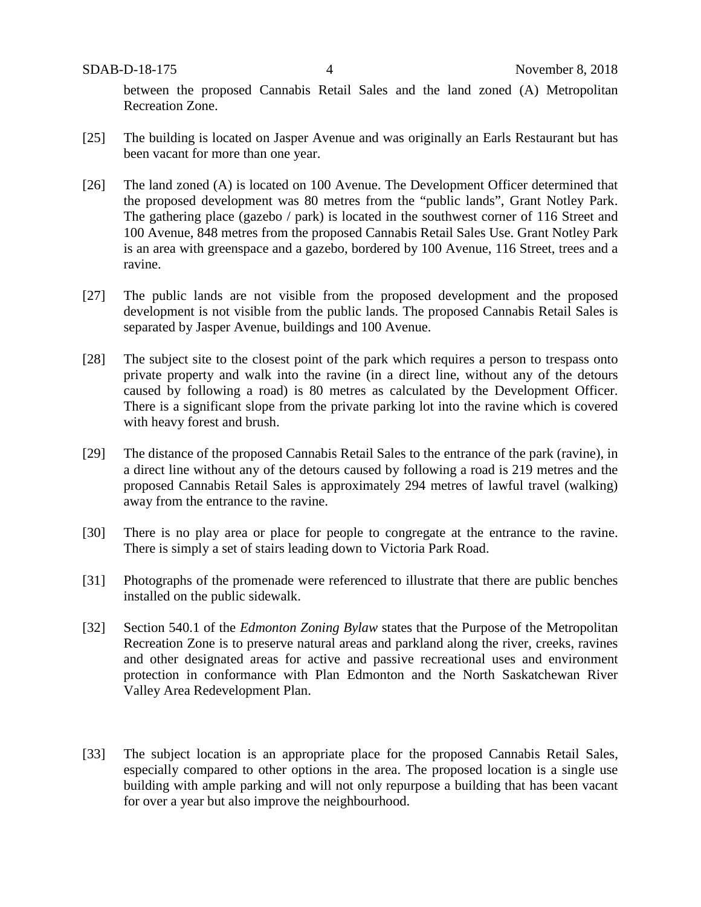between the proposed Cannabis Retail Sales and the land zoned (A) Metropolitan Recreation Zone.

[25] The building is located on Jasper Avenue and was originally an Earls Restaurant but has been vacant for more than one year.

[26] The land zoned (A) is located on 100 Avenue. The Development Officer determined that the proposed development was 80 metres from the "public lands", Grant Notley Park. The gathering place (gazebo / park) is located in the southwest corner of 116 Street and 100 Avenue, 848 metres from the proposed Cannabis Retail Sales Use. Grant Notley Park is an area with greenspace and a gazebo, bordered by 100 Avenue, 116 Street, trees and a ravine.

[27] The public lands are not visible from the proposed development and the proposed development is not visible from the public lands. The proposed Cannabis Retail Sales is separated by Jasper Avenue, buildings and 100 Avenue.

[28] The subject site to the closest point of the park which requires a person to trespass onto private property and walk into the ravine (in a direct line, without any of the detours caused by following a road) is 80 metres as calculated by the Development Officer. There is a significant slope from the private parking lot into the ravine which is covered with heavy forest and brush.

[29] The distance of the proposed Cannabis Retail Sales to the entrance of the park (ravine), in a direct line without any of the detours caused by following a road is 219 metres and the proposed Cannabis Retail Sales is approximately 294 metres of lawful travel (walking) away from the entrance to the ravine.

[30] There is no play area or place for people to congregate at the entrance to the ravine. There is simply a set of stairs leading down to Victoria Park Road.

[31] Photographs of the promenade were referenced to illustrate that there are public benches installed on the public sidewalk.

[32] Section 540.1 of the *Edmonton Zoning Bylaw* states that the Purpose of the Metropolitan Recreation Zone is to preserve natural areas and parkland along the river, creeks, ravines and other designated areas for active and passive recreational uses and environment protection in conformance with Plan Edmonton and the North Saskatchewan River Valley Area Redevelopment Plan.

[33] The subject location is an appropriate place for the proposed Cannabis Retail Sales, especially compared to other options in the area. The proposed location is a single use building with ample parking and will not only repurpose a building that has been vacant for over a year but also improve the neighbourhood.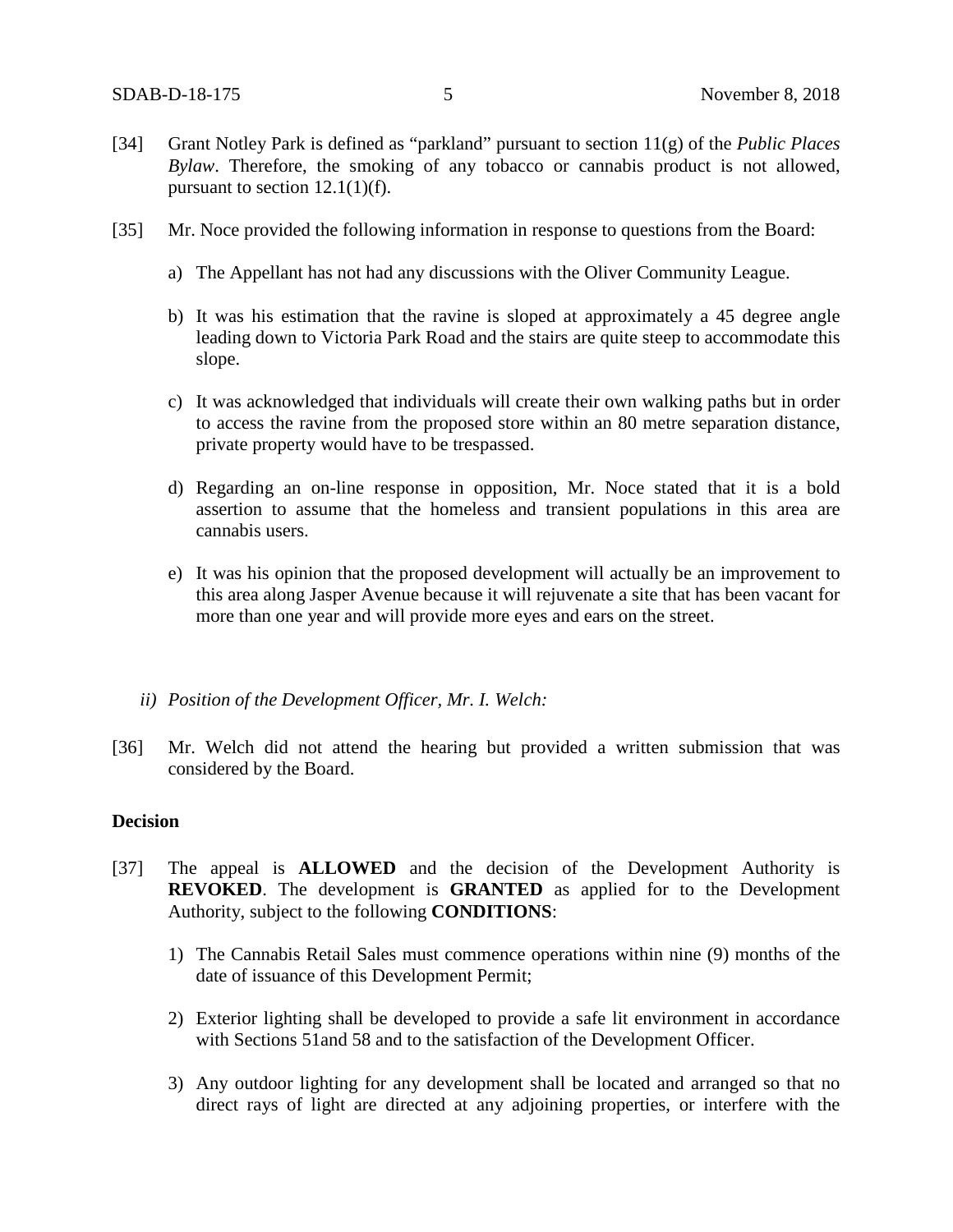[34] Grant Notley Park is defined as "parkland" pursuant to section 11(g) of the *Public Places Bylaw*. Therefore, the smoking of any tobacco or cannabis product is not allowed, pursuant to section 12.1(1)(f).

[35] Mr. Noce provided the following information in response to questions from the Board:

a) The Appellant has not had any discussions with the Oliver Community League.

b) It was his estimation that the ravine is sloped at approximately a 45 degree angle leading down to Victoria Park Road and the stairs are quite steep to accommodate this slope.

c) It was acknowledged that individuals will create their own walking paths but in order to access the ravine from the proposed store within an 80 metre separation distance, private property would have to be trespassed.

d) Regarding an on-line response in opposition, Mr. Noce stated that it is a bold assertion to assume that the homeless and transient populations in this area are cannabis users.

e) It was his opinion that the proposed development will actually be an improvement to this area along Jasper Avenue because it will rejuvenate a site that has been vacant for more than one year and will provide more eyes and ears on the street.

*ii) Position of the Development Officer, Mr. I. Welch:*

[36] Mr. Welch did not attend the hearing but provided a written submission that was considered by the Board.

**Decision**

[37] The appeal is **ALLOWED** and the decision of the Development Authority is **REVOKED**. The development is **GRANTED** as applied for to the Development Authority, subject to the following **CONDITIONS**:

1) The Cannabis Retail Sales must commence operations within nine (9) months of the date of issuance of this Development Permit;

2) Exterior lighting shall be developed to provide a safe lit environment in accordance with Sections 51and 58 and to the satisfaction of the Development Officer.

3) Any outdoor lighting for any development shall be located and arranged so that no direct rays of light are directed at any adjoining properties, or interfere with the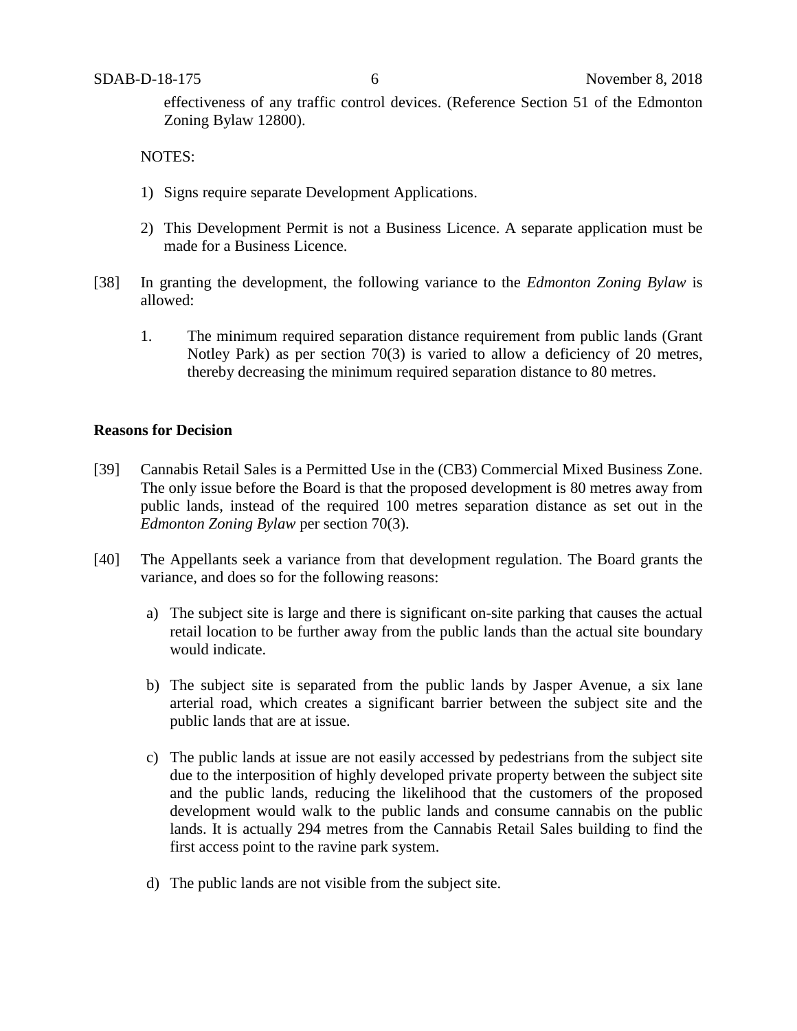effectiveness of any traffic control devices. (Reference Section 51 of the Edmonton Zoning Bylaw 12800).

NOTES:

1) Signs require separate Development Applications.

2) This Development Permit is not a Business Licence. A separate application must be made for a Business Licence.

[38] In granting the development, the following variance to the *Edmonton Zoning Bylaw* is allowed:

1. The minimum required separation distance requirement from public lands (Grant Notley Park) as per section 70(3) is varied to allow a deficiency of 20 metres, thereby decreasing the minimum required separation distance to 80 metres.

**Reasons for Decision**

[39] Cannabis Retail Sales is a Permitted Use in the (CB3) Commercial Mixed Business Zone. The only issue before the Board is that the proposed development is 80 metres away from public lands, instead of the required 100 metres separation distance as set out in the *Edmonton Zoning Bylaw* per section 70(3).

[40] The Appellants seek a variance from that development regulation. The Board grants the variance, and does so for the following reasons:

a) The subject site is large and there is significant on-site parking that causes the actual retail location to be further away from the public lands than the actual site boundary would indicate.

b) The subject site is separated from the public lands by Jasper Avenue, a six lane arterial road, which creates a significant barrier between the subject site and the public lands that are at issue.

c) The public lands at issue are not easily accessed by pedestrians from the subject site due to the interposition of highly developed private property between the subject site and the public lands, reducing the likelihood that the customers of the proposed development would walk to the public lands and consume cannabis on the public lands. It is actually 294 metres from the Cannabis Retail Sales building to find the first access point to the ravine park system.

d) The public lands are not visible from the subject site.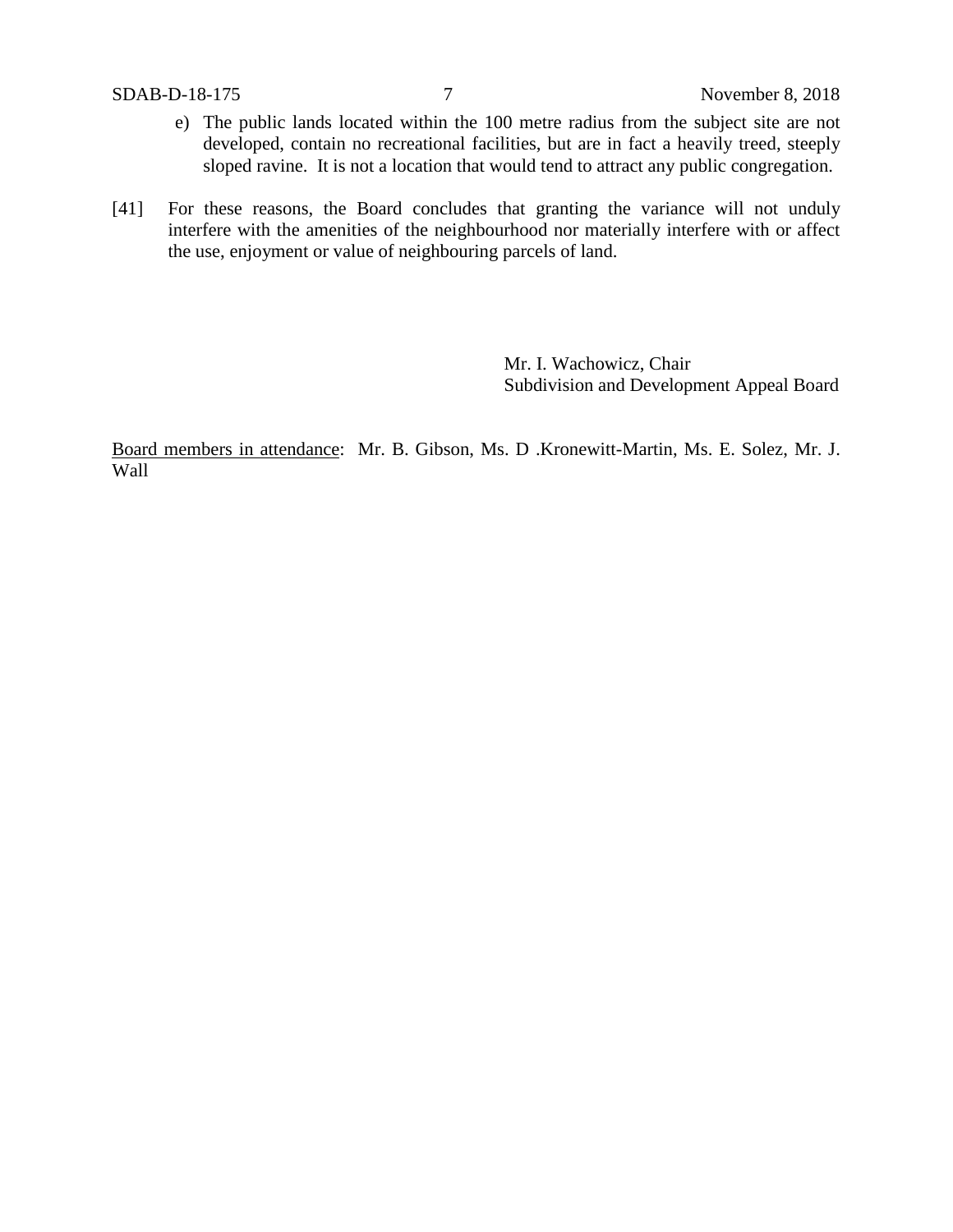e) The public lands located within the 100 metre radius from the subject site are not developed, contain no recreational facilities, but are in fact a heavily treed, steeply sloped ravine. It is not a location that would tend to attract any public congregation.

[41] For these reasons, the Board concludes that granting the variance will not unduly interfere with the amenities of the neighbourhood nor materially interfere with or affect the use, enjoyment or value of neighbouring parcels of land.

Mr. I. Wachowicz, Chair
Subdivision and Development Appeal Board

Board members in attendance: Mr. B. Gibson, Ms. D .Kronewitt-Martin, Ms. E. Solez, Mr. J. Wall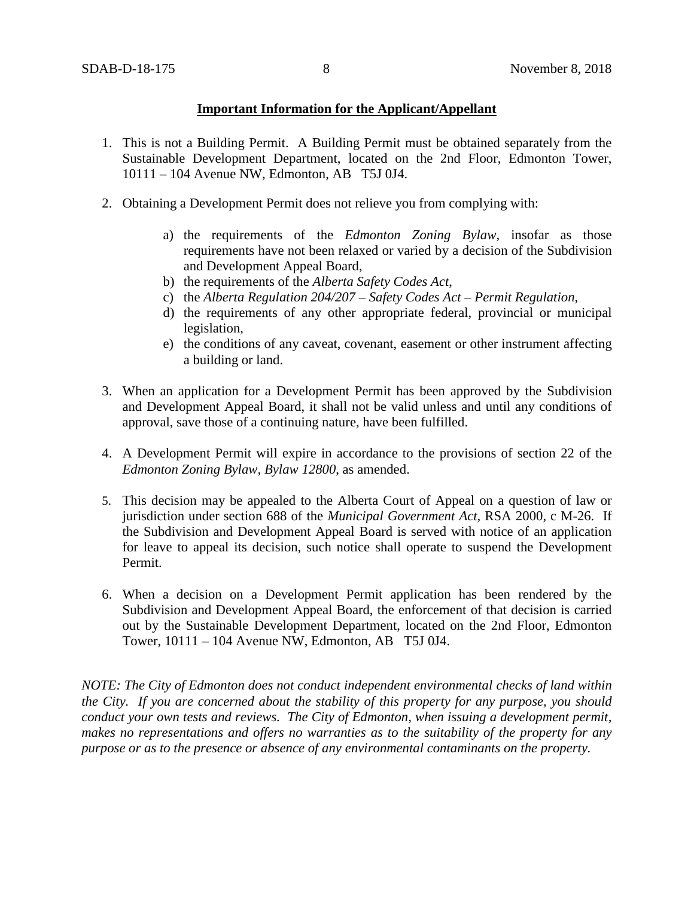**Important Information for the Applicant/Appellant**

1. This is not a Building Permit. A Building Permit must be obtained separately from the Sustainable Development Department, located on the 2nd Floor, Edmonton Tower, 10111 – 104 Avenue NW, Edmonton, AB T5J 0J4.

2. Obtaining a Development Permit does not relieve you from complying with:

    a) the requirements of the *Edmonton Zoning Bylaw*, insofar as those requirements have not been relaxed or varied by a decision of the Subdivision and Development Appeal Board,
    b) the requirements of the *Alberta Safety Codes Act*,
    c) the *Alberta Regulation 204/207 – Safety Codes Act – Permit Regulation*,
    d) the requirements of any other appropriate federal, provincial or municipal legislation,
    e) the conditions of any caveat, covenant, easement or other instrument affecting a building or land.

3. When an application for a Development Permit has been approved by the Subdivision and Development Appeal Board, it shall not be valid unless and until any conditions of approval, save those of a continuing nature, have been fulfilled.

4. A Development Permit will expire in accordance to the provisions of section 22 of the *Edmonton Zoning Bylaw, Bylaw 12800*, as amended.

5. This decision may be appealed to the Alberta Court of Appeal on a question of law or jurisdiction under section 688 of the *Municipal Government Act*, RSA 2000, c M-26. If the Subdivision and Development Appeal Board is served with notice of an application for leave to appeal its decision, such notice shall operate to suspend the Development Permit.

6. When a decision on a Development Permit application has been rendered by the Subdivision and Development Appeal Board, the enforcement of that decision is carried out by the Sustainable Development Department, located on the 2nd Floor, Edmonton Tower, 10111 – 104 Avenue NW, Edmonton, AB T5J 0J4.

*NOTE: The City of Edmonton does not conduct independent environmental checks of land within the City. If you are concerned about the stability of this property for any purpose, you should conduct your own tests and reviews. The City of Edmonton, when issuing a development permit, makes no representations and offers no warranties as to the suitability of the property for any purpose or as to the presence or absence of any environmental contaminants on the property.*